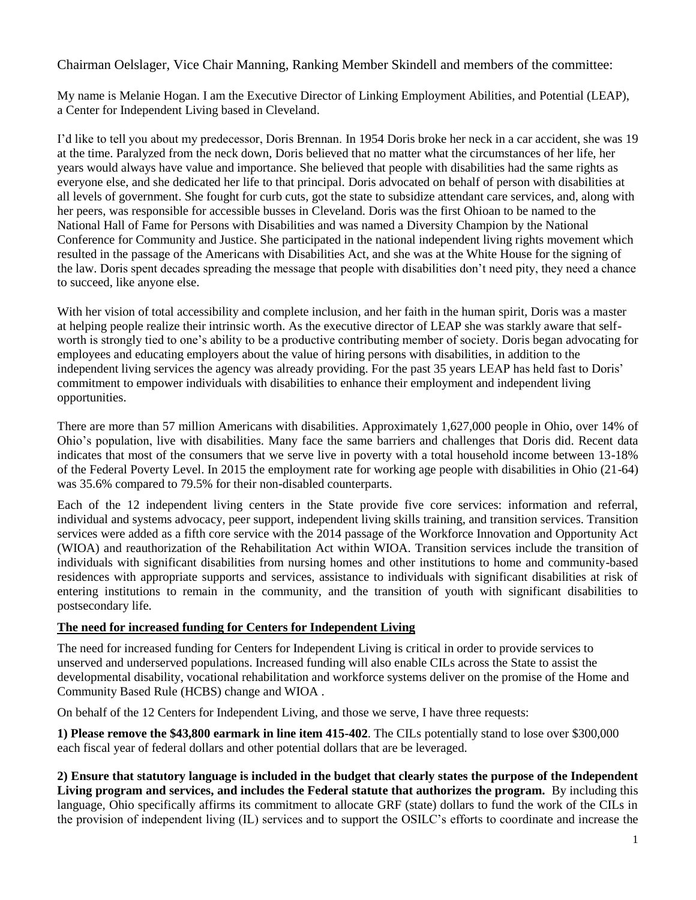Chairman Oelslager, Vice Chair Manning, Ranking Member Skindell and members of the committee:

My name is Melanie Hogan. I am the Executive Director of Linking Employment Abilities, and Potential (LEAP), a Center for Independent Living based in Cleveland.

I'd like to tell you about my predecessor, Doris Brennan. In 1954 Doris broke her neck in a car accident, she was 19 at the time. Paralyzed from the neck down, Doris believed that no matter what the circumstances of her life, her years would always have value and importance. She believed that people with disabilities had the same rights as everyone else, and she dedicated her life to that principal. Doris advocated on behalf of person with disabilities at all levels of government. She fought for curb cuts, got the state to subsidize attendant care services, and, along with her peers, was responsible for accessible busses in Cleveland. Doris was the first Ohioan to be named to the National Hall of Fame for Persons with Disabilities and was named a Diversity Champion by the National Conference for Community and Justice. She participated in the national independent living rights movement which resulted in the passage of the Americans with Disabilities Act, and she was at the White House for the signing of the law. Doris spent decades spreading the message that people with disabilities don't need pity, they need a chance to succeed, like anyone else.

With her vision of total accessibility and complete inclusion, and her faith in the human spirit, Doris was a master at helping people realize their intrinsic worth. As the executive director of LEAP she was starkly aware that self-worth is strongly tied to one's ability to be a productive contributing member of society. Doris began advocating for employees and educating employers about the value of hiring persons with disabilities, in addition to the independent living services the agency was already providing. For the past 35 years LEAP has held fast to Doris' commitment to empower individuals with disabilities to enhance their employment and independent living opportunities.

There are more than 57 million Americans with disabilities. Approximately 1,627,000 people in Ohio, over 14% of Ohio's population, live with disabilities. Many face the same barriers and challenges that Doris did. Recent data indicates that most of the consumers that we serve live in poverty with a total household income between 13-18% of the Federal Poverty Level. In 2015 the employment rate for working age people with disabilities in Ohio (21-64) was 35.6% compared to 79.5% for their non-disabled counterparts.

Each of the 12 independent living centers in the State provide five core services: information and referral, individual and systems advocacy, peer support, independent living skills training, and transition services. Transition services were added as a fifth core service with the 2014 passage of the Workforce Innovation and Opportunity Act (WIOA) and reauthorization of the Rehabilitation Act within WIOA. Transition services include the transition of individuals with significant disabilities from nursing homes and other institutions to home and community-based residences with appropriate supports and services, assistance to individuals with significant disabilities at risk of entering institutions to remain in the community, and the transition of youth with significant disabilities to postsecondary life.

**The need for increased funding for Centers for Independent Living**

The need for increased funding for Centers for Independent Living is critical in order to provide services to unserved and underserved populations. Increased funding will also enable CILs across the State to assist the developmental disability, vocational rehabilitation and workforce systems deliver on the promise of the Home and Community Based Rule (HCBS) change and WIOA .

On behalf of the 12 Centers for Independent Living, and those we serve, I have three requests:

**1) Please remove the $43,800 earmark in line item 415-402**. The CILs potentially stand to lose over $300,000 each fiscal year of federal dollars and other potential dollars that are be leveraged.

**2) Ensure that statutory language is included in the budget that clearly states the purpose of the Independent Living program and services, and includes the Federal statute that authorizes the program.** By including this language, Ohio specifically affirms its commitment to allocate GRF (state) dollars to fund the work of the CILs in the provision of independent living (IL) services and to support the OSILC's efforts to coordinate and increase the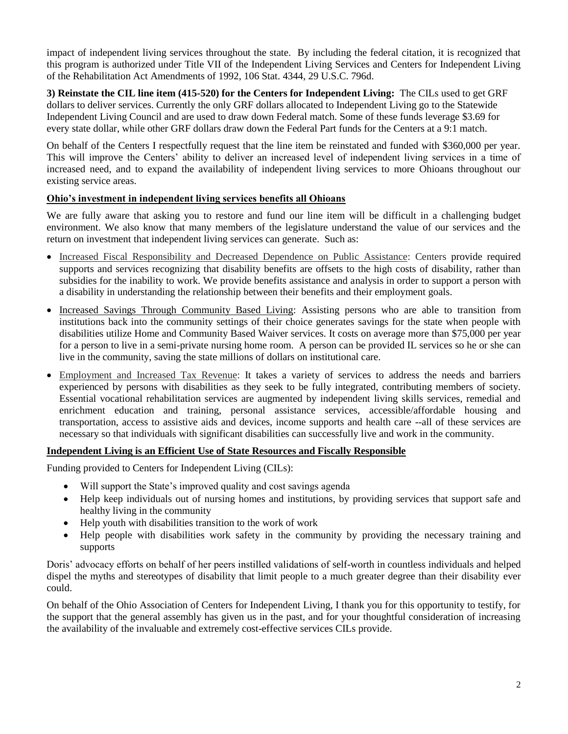impact of independent living services throughout the state. By including the federal citation, it is recognized that this program is authorized under Title VII of the Independent Living Services and Centers for Independent Living of the Rehabilitation Act Amendments of 1992, 106 Stat. 4344, 29 U.S.C. 796d.

**3) Reinstate the CIL line item (415-520) for the Centers for Independent Living:** The CILs used to get GRF dollars to deliver services. Currently the only GRF dollars allocated to Independent Living go to the Statewide Independent Living Council and are used to draw down Federal match. Some of these funds leverage $3.69 for every state dollar, while other GRF dollars draw down the Federal Part funds for the Centers at a 9:1 match.

On behalf of the Centers I respectfully request that the line item be reinstated and funded with $360,000 per year. This will improve the Centers' ability to deliver an increased level of independent living services in a time of increased need, and to expand the availability of independent living services to more Ohioans throughout our existing service areas.

**<u>Ohio's investment in independent living services benefits all Ohioans</u>**

We are fully aware that asking you to restore and fund our line item will be difficult in a challenging budget environment. We also know that many members of the legislature understand the value of our services and the return on investment that independent living services can generate. Such as:

- <u>Increased Fiscal Responsibility and Decreased Dependence on Public Assistance</u>: Centers provide required supports and services recognizing that disability benefits are offsets to the high costs of disability, rather than subsidies for the inability to work. We provide benefits assistance and analysis in order to support a person with a disability in understanding the relationship between their benefits and their employment goals.
- <u>Increased Savings Through Community Based Living</u>: Assisting persons who are able to transition from institutions back into the community settings of their choice generates savings for the state when people with disabilities utilize Home and Community Based Waiver services. It costs on average more than $75,000 per year for a person to live in a semi-private nursing home room. A person can be provided IL services so he or she can live in the community, saving the state millions of dollars on institutional care.
- <u>Employment and Increased Tax Revenue</u>: It takes a variety of services to address the needs and barriers experienced by persons with disabilities as they seek to be fully integrated, contributing members of society. Essential vocational rehabilitation services are augmented by independent living skills services, remedial and enrichment education and training, personal assistance services, accessible/affordable housing and transportation, access to assistive aids and devices, income supports and health care --all of these services are necessary so that individuals with significant disabilities can successfully live and work in the community.

**<u>Independent Living is an Efficient Use of State Resources and Fiscally Responsible</u>**

Funding provided to Centers for Independent Living (CILs):

- Will support the State's improved quality and cost savings agenda
- Help keep individuals out of nursing homes and institutions, by providing services that support safe and healthy living in the community
- Help youth with disabilities transition to the work of work
- Help people with disabilities work safety in the community by providing the necessary training and supports

Doris' advocacy efforts on behalf of her peers instilled validations of self-worth in countless individuals and helped dispel the myths and stereotypes of disability that limit people to a much greater degree than their disability ever could.

On behalf of the Ohio Association of Centers for Independent Living, I thank you for this opportunity to testify, for the support that the general assembly has given us in the past, and for your thoughtful consideration of increasing the availability of the invaluable and extremely cost-effective services CILs provide.